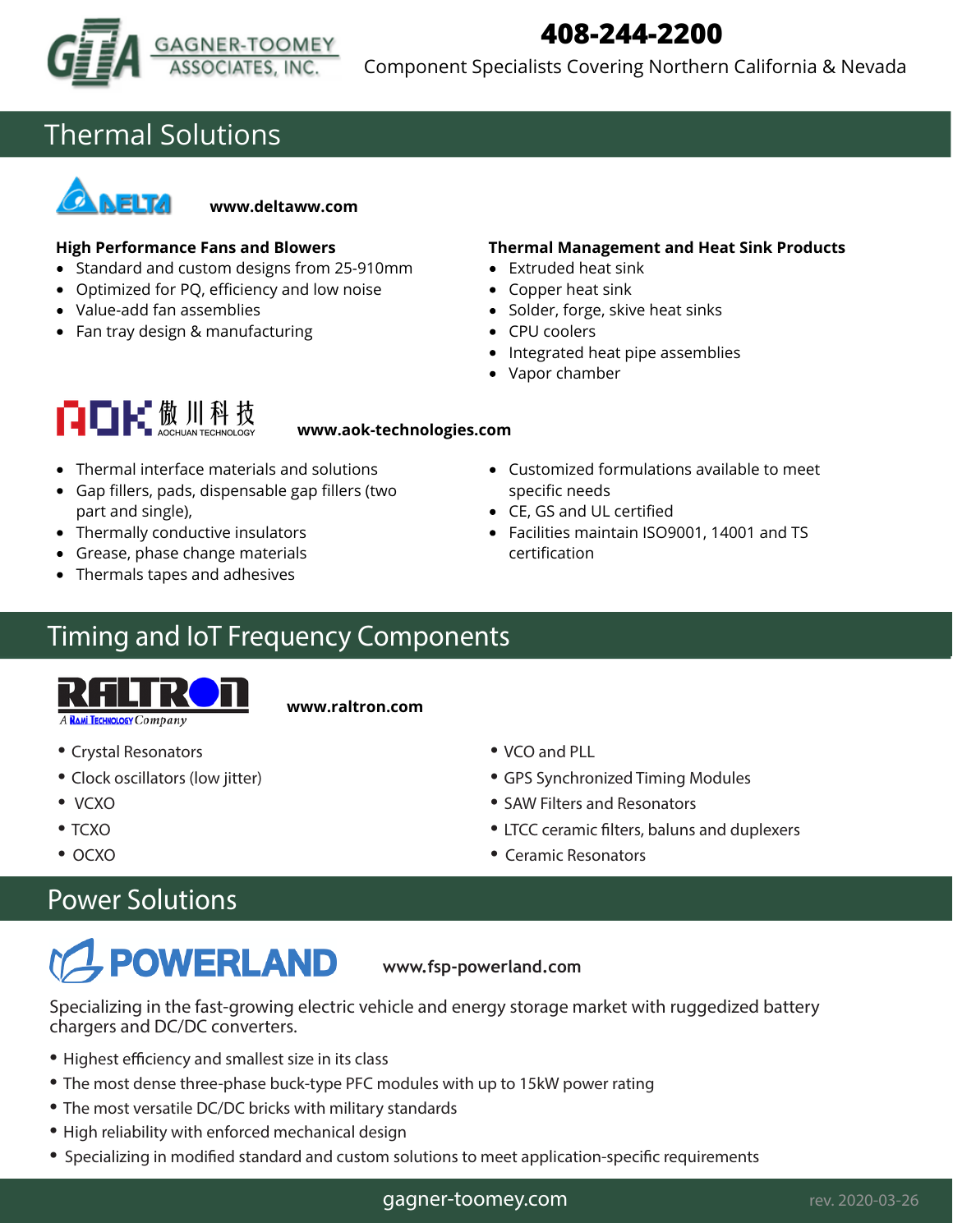GAGNER-TOOMEY ASSOCIATES, INC.

**408-244-2200**

Component Specialists Covering Northern California & Nevada

## Thermal Solutions

DELTA

**www.deltaww.com**

**High Performance Fans and Blowers**

- Standard and custom designs from 25-910mm
- Optimized for PQ, efficiency and low noise
- Value-add fan assemblies
- Fan tray design & manufacturing

**Thermal Management and Heat Sink Products**

- Extruded heat sink
- Copper heat sink
- Solder, forge, skive heat sinks
- CPU coolers
- Integrated heat pipe assemblies
- Vapor chamber

AOK 傲川科技 AOCHUAN TECHNOLOGY

**www.aok-technologies.com**

- Thermal interface materials and solutions
- Gap fillers, pads, dispensable gap fillers (two part and single),
- Thermally conductive insulators
- Grease, phase change materials
- Thermals tapes and adhesives
- Customized formulations available to meet specific needs
- CE, GS and UL certified
- Facilities maintain ISO9001, 14001 and TS certification

## Timing and IoT Frequency Components

RALTRON — A Rami Technology Company

**www.raltron.com**

- Crystal Resonators
- Clock oscillators (low jitter)
- VCXO
- TCXO
- OCXO
- VCO and PLL
- GPS Synchronized Timing Modules
- SAW Filters and Resonators
- LTCC ceramic filters, baluns and duplexers
- Ceramic Resonators

## Power Solutions

POWERLAND

**www.fsp-powerland.com**

Specializing in the fast-growing electric vehicle and energy storage market with ruggedized battery chargers and DC/DC converters.

- Highest efficiency and smallest size in its class
- The most dense three-phase buck-type PFC modules with up to 15kW power rating
- The most versatile DC/DC bricks with military standards
- High reliability with enforced mechanical design
- Specializing in modified standard and custom solutions to meet application-specific requirements

gagner-toomey.com

rev. 2020-03-26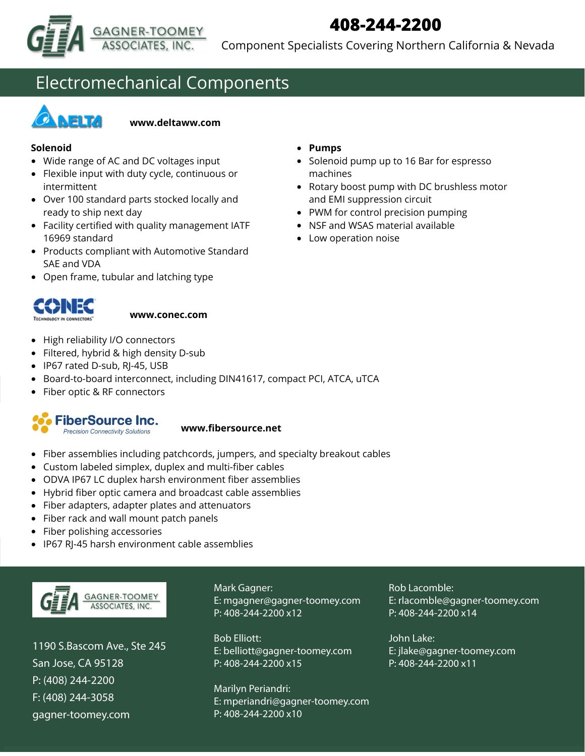GAGNER-TOOMEY ASSOCIATES, INC.

**408-244-2200**

Component Specialists Covering Northern California & Nevada

# Electromechanical Components

DELTA **www.deltaww.com**

**Solenoid**

- Wide range of AC and DC voltages input
- Flexible input with duty cycle, continuous or intermittent
- Over 100 standard parts stocked locally and ready to ship next day
- Facility certified with quality management IATF 16969 standard
- Products compliant with Automotive Standard SAE and VDA
- Open frame, tubular and latching type

- **Pumps**
- Solenoid pump up to 16 Bar for espresso machines
- Rotary boost pump with DC brushless motor and EMI suppression circuit
- PWM for control precision pumping
- NSF and WSAS material available
- Low operation noise

CONEC Technology in Connectors **www.conec.com**

- High reliability I/O connectors
- Filtered, hybrid & high density D-sub
- IP67 rated D-sub, RJ-45, USB
- Board-to-board interconnect, including DIN41617, compact PCI, ATCA, uTCA
- Fiber optic & RF connectors

FiberSource Inc. *Precision Connectivity Solutions* **www.fibersource.net**

- Fiber assemblies including patchcords, jumpers, and specialty breakout cables
- Custom labeled simplex, duplex and multi-fiber cables
- ODVA IP67 LC duplex harsh environment fiber assemblies
- Hybrid fiber optic camera and broadcast cable assemblies
- Fiber adapters, adapter plates and attenuators
- Fiber rack and wall mount patch panels
- Fiber polishing accessories
- IP67 RJ-45 harsh environment cable assemblies

GAGNER-TOOMEY ASSOCIATES, INC.

1190 S.Bascom Ave., Ste 245
San Jose, CA 95128
P: (408) 244-2200
F: (408) 244-3058
gagner-toomey.com

Mark Gagner:
E: mgagner@gagner-toomey.com
P: 408-244-2200 x12

Bob Elliott:
E: belliott@gagner-toomey.com
P: 408-244-2200 x15

Marilyn Periandri:
E: mperiandri@gagner-toomey.com
P: 408-244-2200 x10

Rob Lacomble:
E: rlacomble@gagner-toomey.com
P: 408-244-2200 x14

John Lake:
E: jlake@gagner-toomey.com
P: 408-244-2200 x11